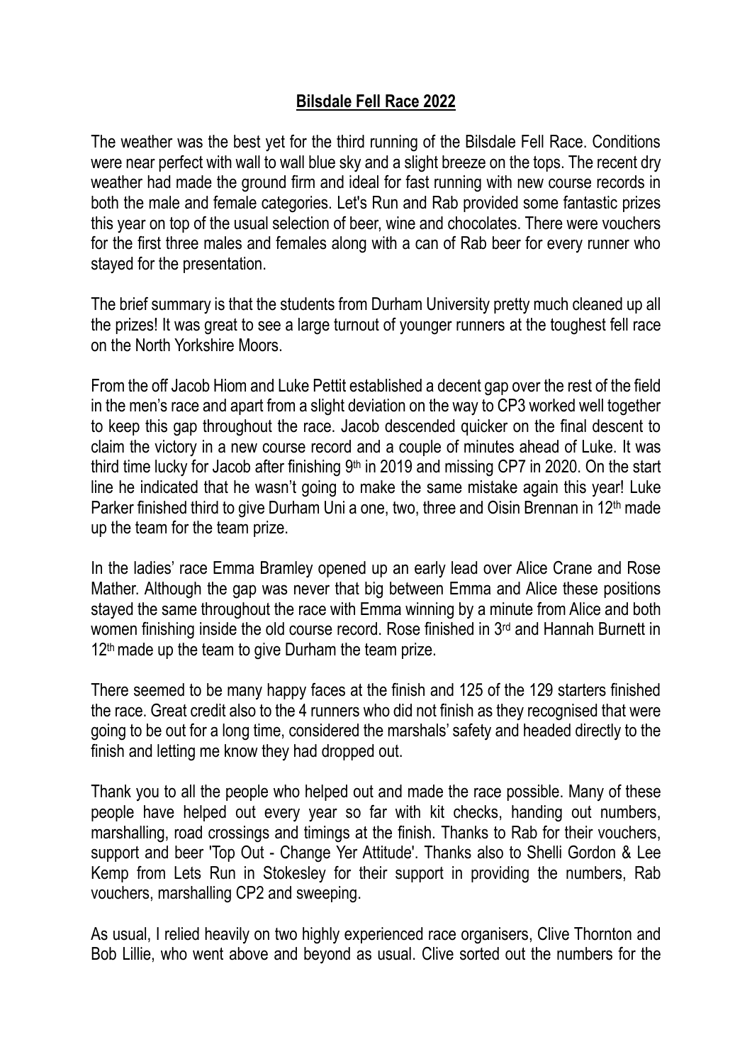# **Bilsdale Fell Race 2022**

The weather was the best yet for the third running of the Bilsdale Fell Race. Conditions were near perfect with wall to wall blue sky and a slight breeze on the tops. The recent dry weather had made the ground firm and ideal for fast running with new course records in both the male and female categories. Let's Run and Rab provided some fantastic prizes this year on top of the usual selection of beer, wine and chocolates. There were vouchers for the first three males and females along with a can of Rab beer for every runner who stayed for the presentation.

The brief summary is that the students from Durham University pretty much cleaned up all the prizes! It was great to see a large turnout of younger runners at the toughest fell race on the North Yorkshire Moors.

From the off Jacob Hiom and Luke Pettit established a decent gap over the rest of the field in the men's race and apart from a slight deviation on the way to CP3 worked well together to keep this gap throughout the race. Jacob descended quicker on the final descent to claim the victory in a new course record and a couple of minutes ahead of Luke. It was third time lucky for Jacob after finishing 9th in 2019 and missing CP7 in 2020. On the start line he indicated that he wasn't going to make the same mistake again this year! Luke Parker finished third to give Durham Uni a one, two, three and Oisin Brennan in 12th made up the team for the team prize.

In the ladies' race Emma Bramley opened up an early lead over Alice Crane and Rose Mather. Although the gap was never that big between Emma and Alice these positions stayed the same throughout the race with Emma winning by a minute from Alice and both women finishing inside the old course record. Rose finished in 3rd and Hannah Burnett in 12th made up the team to give Durham the team prize.

There seemed to be many happy faces at the finish and 125 of the 129 starters finished the race. Great credit also to the 4 runners who did not finish as they recognised that were going to be out for a long time, considered the marshals' safety and headed directly to the finish and letting me know they had dropped out.

Thank you to all the people who helped out and made the race possible. Many of these people have helped out every year so far with kit checks, handing out numbers, marshalling, road crossings and timings at the finish. Thanks to Rab for their vouchers, support and beer 'Top Out - Change Yer Attitude'. Thanks also to Shelli Gordon & Lee Kemp from Lets Run in Stokesley for their support in providing the numbers, Rab vouchers, marshalling CP2 and sweeping.

As usual, I relied heavily on two highly experienced race organisers, Clive Thornton and Bob Lillie, who went above and beyond as usual. Clive sorted out the numbers for the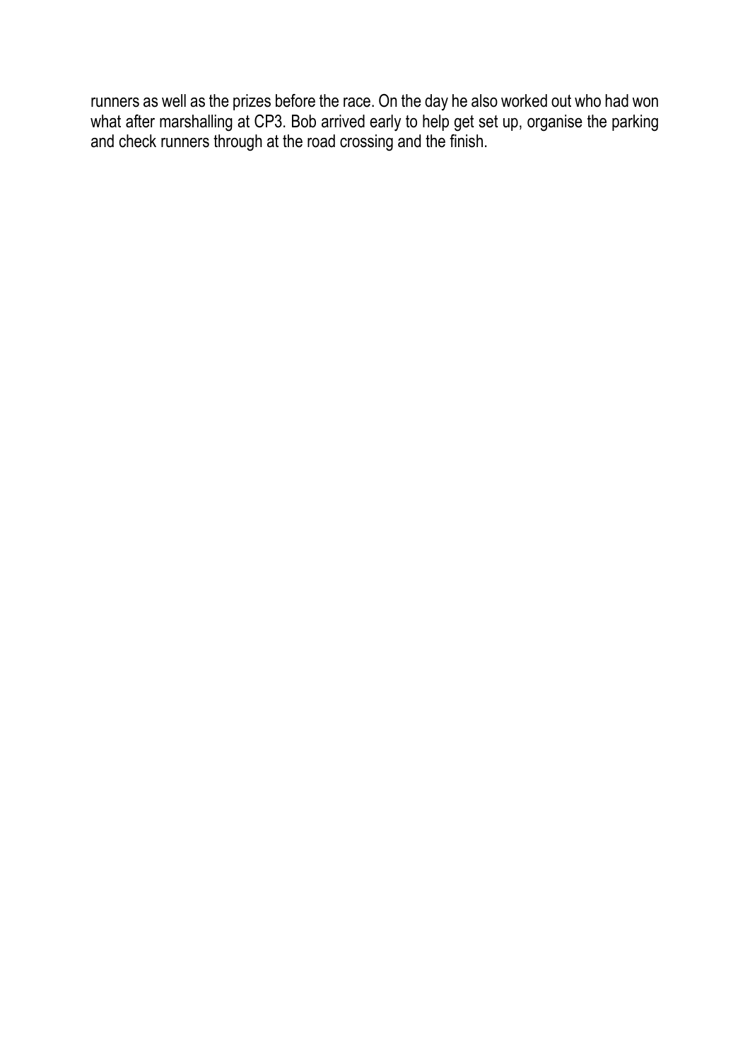runners as well as the prizes before the race. On the day he also worked out who had won what after marshalling at CP3. Bob arrived early to help get set up, organise the parking and check runners through at the road crossing and the finish.